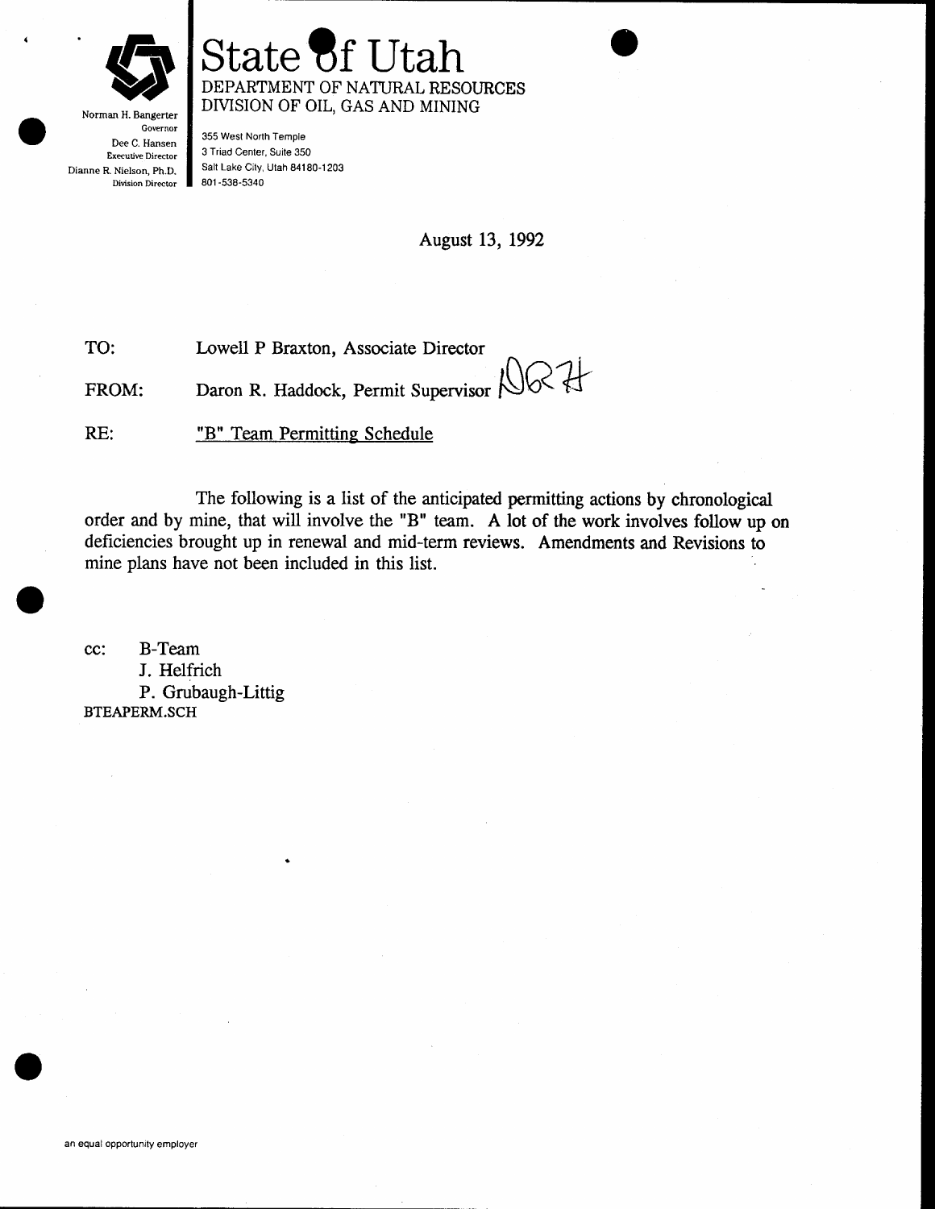# State of Utah

DEPARTMENT OF NATURAL RESOURCES
DIVISION OF OIL, GAS AND MINING

Norman H. Bangerter
Governor
Dee C. Hansen
Executive Director
Dianne R. Nielson, Ph.D.
Division Director

355 West North Temple
3 Triad Center, Suite 350
Salt Lake City, Utah 84180-1203
801-538-5340

August 13, 1992

TO: Lowell P Braxton, Associate Director

FROM: Daron R. Haddock, Permit Supervisor DRH

RE: "B" Team Permitting Schedule

The following is a list of the anticipated permitting actions by chronological order and by mine, that will involve the "B" team. A lot of the work involves follow up on deficiencies brought up in renewal and mid-term reviews. Amendments and Revisions to mine plans have not been included in this list.

cc: B-Team
J. Helfrich
P. Grubaugh-Littig

BTEAPERM.SCH

an equal opportunity employer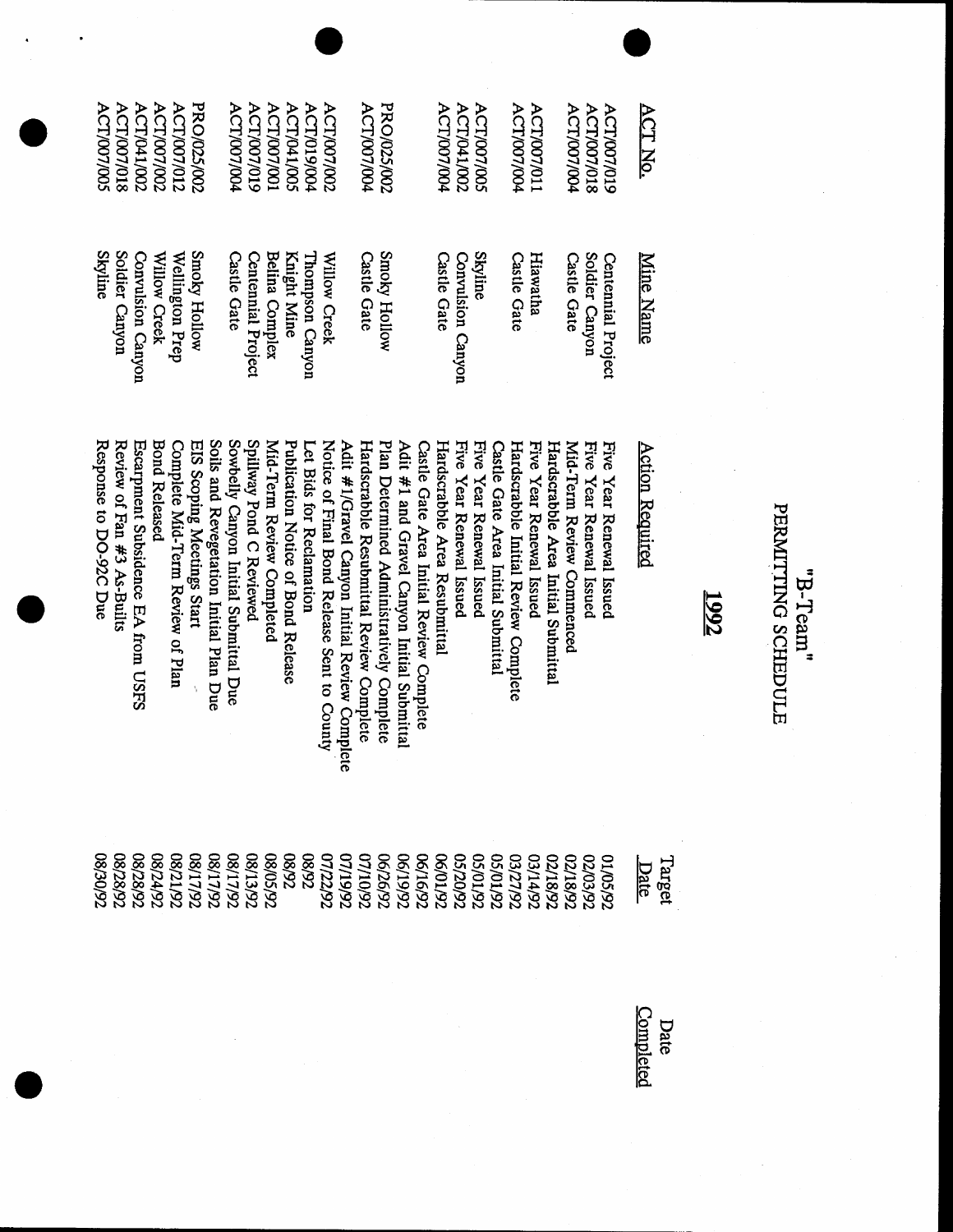# "B-Team"
# PERMITTING SCHEDULE

## 1992

| ACT No. | Mine Name | Action Required | Target Date | Date Completed |
|---|---|---|---|---|
| ACT/007/019 | Centennial Project | Five Year Renewal Issued | 01/05/92 | |
| ACT/007/018 | Soldier Canyon | Five Year Renewal Issued | 02/03/92 | |
| ACT/007/004 | Castle Gate | Mid-Term Review Commenced | 02/18/92 | |
| ACT/007/011 | Hiawatha | Hardscrabble Area Initial Submittal | 02/18/92 | |
| ACT/007/004 | Castle Gate | Five Year Renewal Issued | 03/14/92 | |
| | | Hardscrabble Initial Review Complete | 03/27/92 | |
| | | Castle Gate Area Initial Submittal | 05/01/92 | |
| ACT/007/005 | Skyline | Five Year Renewal Issued | 05/01/92 | |
| ACT/041/002 | Convulsion Canyon | Five Year Renewal Issued | 05/20/92 | |
| ACT/007/004 | Castle Gate | Hardscrabble Area Resubmittal | 06/01/92 | |
| | | Castle Gate Area Initial Review Complete | 06/16/92 | |
| | | Adit #1 and Gravel Canyon Initial Submittal | 06/19/92 | |
| PRO/025/002 | Smoky Hollow | Plan Determined Administratively Complete | 06/26/92 | |
| ACT/007/004 | Castle Gate | Hardscrabble Resubmittal Review Complete | 07/10/92 | |
| | | Adit #1/Gravel Canyon Initial Review Complete | 07/19/92 | |
| ACT/007/002 | Willow Creek | Notice of Final Bond Release Sent to County | 07/22/92 | |
| ACT/019/004 | Thompson Canyon | Let Bids for Reclamation | 08/92 | |
| ACT/041/005 | Knight Mine | Publication Notice of Bond Release | 08/92 | |
| ACT/007/001 | Belina Complex | Mid-Term Review Completed | 08/05/92 | |
| ACT/007/019 | Centennial Project | Spillway Pond C Reviewed | 08/13/92 | |
| ACT/007/004 | Castle Gate | Sowbelly Canyon Initial Submittal Due | 08/17/92 | |
| | | Soils and Revegetation Initial Plan Due | 08/17/92 | |
| PRO/025/002 | Smoky Hollow | EIS Scoping Meetings Start | 08/17/92 | |
| ACT/007/012 | Wellington Prep | Complete Mid-Term Review of Plan | 08/21/92 | |
| ACT/007/002 | Willow Creek | Bond Released | 08/24/92 | |
| ACT/041/002 | Convulsion Canyon | Escarpment Subsidence EA from USFS | 08/28/92 | |
| ACT/007/018 | Soldier Canyon | Review of Fan #3 As-Builts | 08/28/92 | |
| ACT/007/005 | Skyline | Response to DO-92C Due | 08/30/92 | |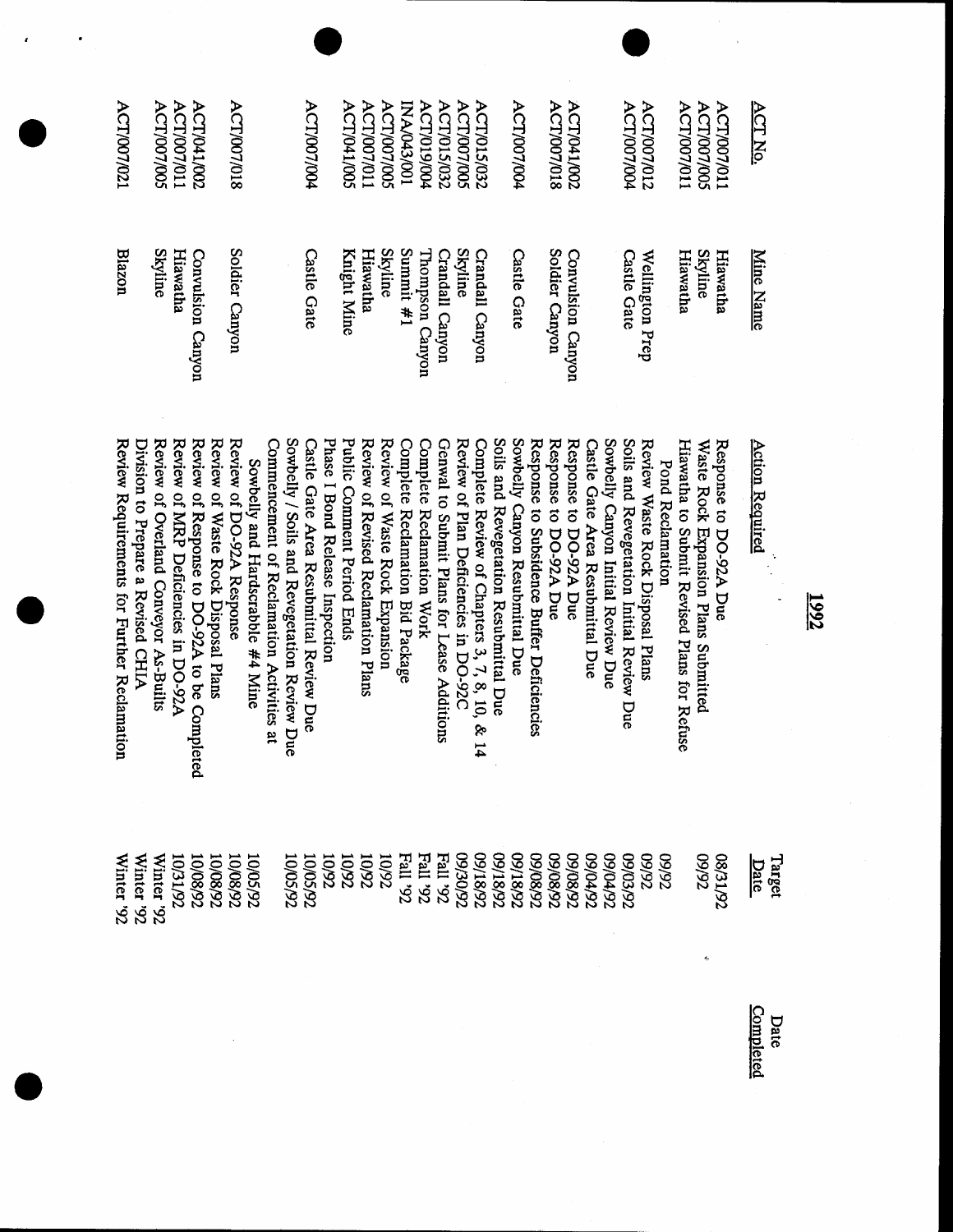# 1992

| ACT No. | Mine Name | Action Required | Target Date | Date Completed |
|---|---|---|---|---|
| ACT/007/011 | Hiawatha | Response to DO-92A Due | 08/31/92 | |
| ACT/007/005 | Skyline | Waste Rock Expansion Plans Submitted | 09/92 | |
| ACT/007/011 | Hiawatha | Hiawatha to Submit Revised Plans for Refuse Pond Reclamation | | |
| ACT/007/012 | Wellington Prep | Review Waste Rock Disposal Plans | 09/92 | |
| ACT/007/004 | Castle Gate | Soils and Revegetation Initial Review Due | 09/03/92 | |
| | | Sowbelly Canyon Initial Review Due | 09/04/92 | |
| | | Castle Gate Area Resubmittal Due | 09/04/92 | |
| ACT/041/002 | Convulsion Canyon | Response to DO-92A Due | 09/08/92 | |
| ACT/007/018 | Soldier Canyon | Response to DO-92A Due | 09/08/92 | |
| | | Response to Subsidence Buffer Deficiencies | 09/08/92 | |
| ACT/007/004 | Castle Gate | Sowbelly Canyon Resubmittal Due | 09/18/92 | |
| | | Soils and Revegetation Resubmittal Due | 09/18/92 | |
| ACT/015/032 | Crandall Canyon | Complete Review of Chapters 3, 7, 8, 10, & 14 | 09/18/92 | |
| ACT/007/005 | Skyline | Review of Plan Deficiencies in DO-92C | 09/30/92 | |
| ACT/015/032 | Crandall Canyon | Genwal to Submit Plans for Lease Additions | Fall '92 | |
| ACT/019/004 | Thompson Canyon | Complete Reclamation Work | Fall '92 | |
| INA/043/001 | Summit #1 | Complete Reclamation Bid Package | Fall '92 | |
| ACT/007/005 | Skyline | Review of Waste Rock Expansion | 10/92 | |
| ACT/007/011 | Hiawatha | Review of Revised Reclamation Plans | 10/92 | |
| ACT/041/005 | Knight Mine | Public Comment Period Ends | 10/92 | |
| | | Phase I Bond Release Inspection | 10/92 | |
| ACT/007/004 | Castle Gate | Castle Gate Area Resubmittal Review Due | 10/05/92 | |
| | | Sowbelly / Soils and Revegetation Review Due | 10/05/92 | |
| | | Commencement of Reclamation Activities at Sowbelly and Hardscrabble #4 Mine | 10/05/92 | |
| ACT/007/018 | Soldier Canyon | Review of DO-92A Response | 10/08/92 | |
| | | Review of Waste Rock Disposal Plans | 10/08/92 | |
| ACT/041/002 | Convulsion Canyon | Review of Response to DO-92A to be Completed | 10/08/92 | |
| ACT/007/011 | Hiawatha | Review of MRP Deficiencies in DO-92A | 10/31/92 | |
| ACT/007/005 | Skyline | Review of Overland Conveyor As-Builts | Winter '92 | |
| | | Division to Prepare a Revised CHIA | Winter '92 | |
| ACT/007/021 | Blazon | Review Requirements for Further Reclamation | Winter '92 | |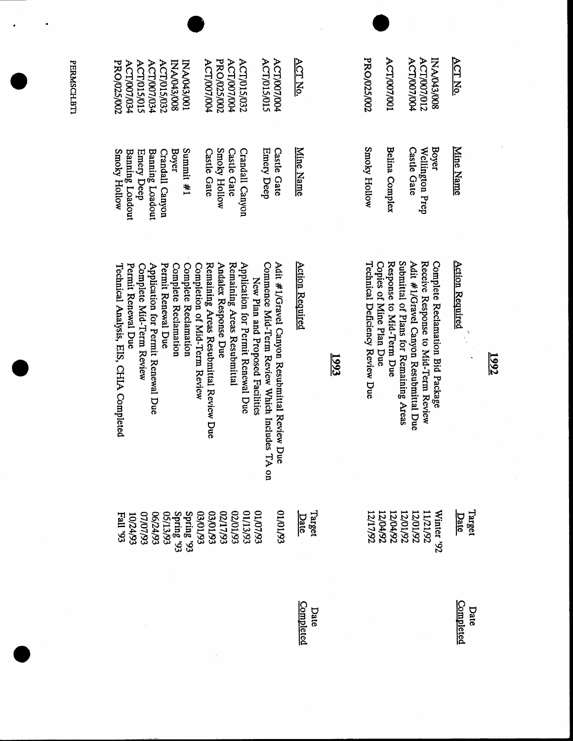## 1992

| ACT No. | Mine Name | Action Required | Target Date | Date Completed |
|---|---|---|---|---|
| INA/043/008 | Boyer | Complete Reclamation Bid Package | Winter '92 | |
| ACT/007/012 | Wellington Prep | Receive Response to Mid-Term Review | 11/21/92 | |
| ACT/007/004 | Castle Gate | Adit #1/Gravel Canyon Resubmittal Due | 12/01/92 | |
| | | Submittal of Plans for Remaining Areas | 12/01/92 | |
| ACT/007/001 | Belina Complex | Response to Mid-Term Due | 12/04/92 | |
| | | Copies of Mine Plan Due | 12/04/92 | |
| PRO/025/002 | Smoky Hollow | Technical Deficiency Review Due | 12/17/92 | |

## 1993

| ACT No. | Mine Name | Action Required | Target Date | Date Completed |
|---|---|---|---|---|
| ACT/007/004 | Castle Gate | Adit #1/Gravel Canyon Resubmittal Review Due | 01/01/93 | |
| ACT/015/015 | Emery Deep | Commence Mid-Term Review Which Includes TA on New Plan and Proposed Facilities | 01/07/93 | |
| ACT/015/032 | Crandall Canyon | Application for Permit Renewal Due | 01/13/93 | |
| ACT/007/004 | Castle Gate | Remaining Areas Resubmittal | 02/01/93 | |
| PRO/025/002 | Smoky Hollow | Andalex Response Due | 02/17/93 | |
| ACT/007/004 | Castle Gate | Remaining Areas Resubmittal Review Due | 03/01/93 | |
| | | Completion of Mid-Term Review | 03/01/93 | |
| INA/043/001 | Summit #1 | Complete Reclamation | Spring '93 | |
| INA/043/008 | Boyer | Complete Reclamation | Spring '93 | |
| ACT/015/032 | Crandall Canyon | Permit Renewal Due | 05/13/93 | |
| ACT/007/034 | Banning Loadout | Application for Permit Renewal Due | 06/24/93 | |
| ACT/015/015 | Emery Deep | Complete Mid-Term Review | 07/07/93 | |
| ACT/007/034 | Banning Loadout | Permit Renewal Due | 10/24/93 | |
| PRO/025/002 | Smoky Hollow | Technical Analysis, EIS, CHIA Completed | Fall '93 | |

PERMSCH.BT1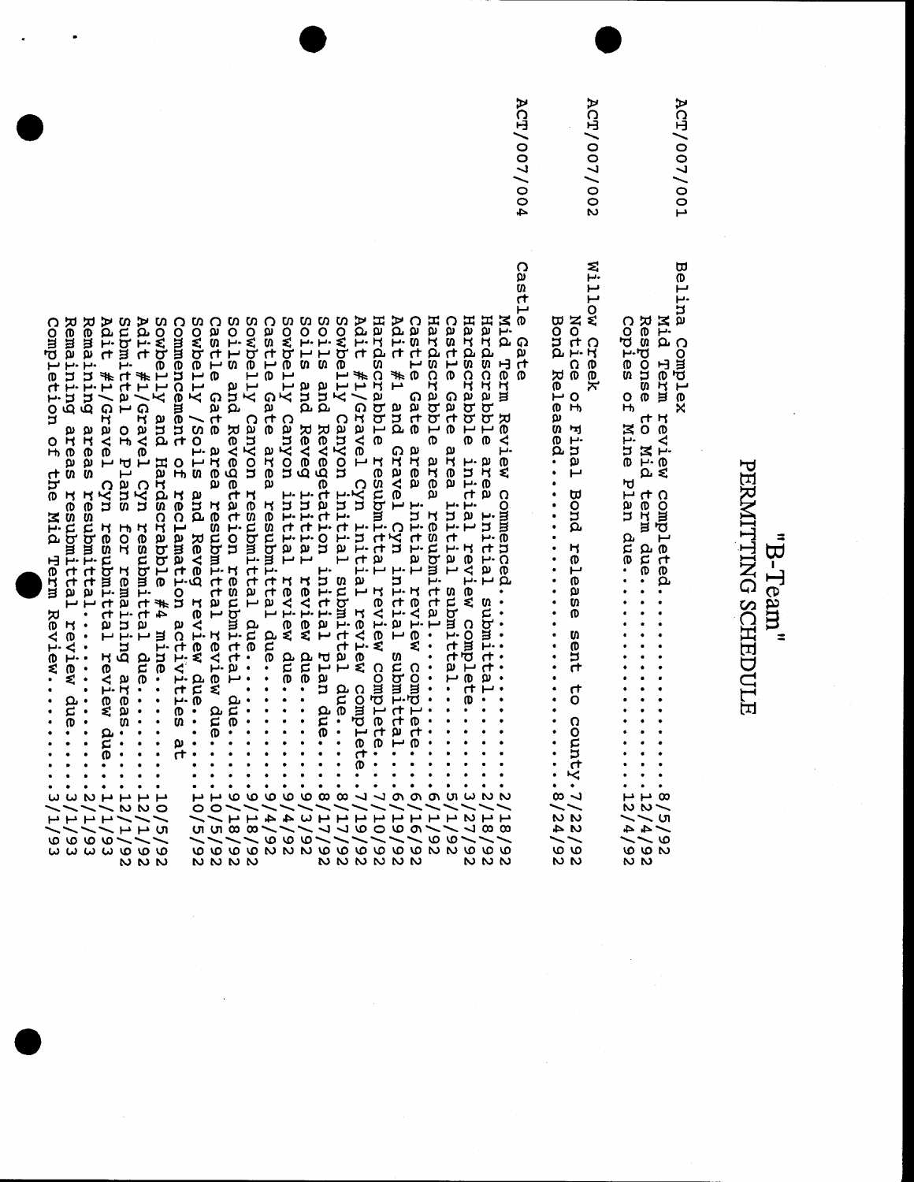# "B-Team"
# PERMITTING SCHEDULE

**ACT/007/001** Belina Complex

Mid Term review completed....................8/5/92
Response to Mid term due....................12/4/92
Copies of Mine Plan due.....................12/4/92

**ACT/007/002** Willow Creek

Notice of Final Bond release sent to county.7/22/92
Bond Released...............................8/24/92

**ACT/007/004** Castle Gate

Mid Term Review commenced...................2/18/92
Hardscrabble area initial submittal.........2/18/92
Hardscrabble initial review complete........3/27/92
Castle Gate area initial submittal..........5/1/92
Hardscrabble area resubmittal...............6/1/92
Castle Gate area initial review complete....6/16/92
Adit #1 and Gravel Cyn initial submittal....6/19/92
Hardscrabble resubmittal review complete....7/10/92
Adit #1/Gravel Cyn initial review complete..7/19/92
Sowbelly Canyon initial submittal due.......8/17/92
Soils and Revegetation initial Plan due.....8/17/92
Soils and Reveg initial review due..........9/3/92
Sowbelly Canyon initial review due..........9/4/92
Castle Gate area resubmittal due............9/4/92
Sowbelly Canyon resubmittal due.............9/18/92
Soils and Revegetation resubmittal due......9/18/92
Castle Gate area resubmittal review due.....10/5/92
Sowbelly /Soils and Reveg review due........10/5/92
Commencement of reclamation activities at
Sowbelly and Hardscrabble #4 mine...........10/5/92
Adit #1/Gravel Cyn resubmittal due..........12/1/92
Submittal of Plans for remaining areas......12/1/92
Adit #1/Gravel Cyn resubmittal review due...1/1/93
Remaining areas resubmittal.................2/1/93
Remaining areas resubmittal review due......3/1/93
Completion of the Mid Term Review...........3/1/93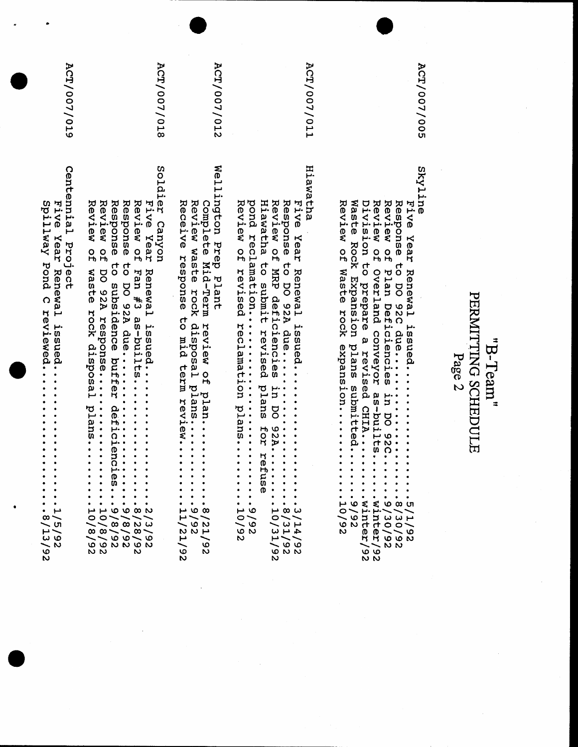# "B-Team" PERMITTING SCHEDULE

Page 2

| | | |
|---|---|---|
| ACT/007/005 | **Skyline** | |
| | Five Year Renewal issued | 5/1/92 |
| | Response to DO 92C due | 8/30/92 |
| | Review of Plan Deficiencies in DO 92C | 9/30/92 |
| | Review of Overland conveyor as-builts | winter/92 |
| | Division to prepare a revised CHIA | winter/92 |
| | Waste Rock Expansion plans submitted | 9/92 |
| | Review of Waste rock expansion | 10/92 |
| ACT/007/011 | **Hiawatha** | |
| | Five Year Renewal issued | 3/14/92 |
| | Response to DO 92A due | 8/31/92 |
| | Review of MRP deficiencies in DO 92A | 10/31/92 |
| | Hiawatha to submit revised plans for refuse pond reclamation | 9/92 |
| | Review of revised reclamation plans | 10/92 |
| ACT/007/012 | **Wellington Prep Plant** | |
| | Complete Mid-Term review of plan | 8/21/92 |
| | Review waste rock disposal plans | 9/92 |
| | Receive response to mid term review | 11/21/92 |
| ACT/007/018 | **Soldier Canyon** | |
| | Five Year Renewal issued | 2/3/92 |
| | Review of Fan #3 as-builts | 8/28/92 |
| | Response to DO 92A due | 9/8/92 |
| | Response to subsidence buffer deficiencies | 9/8/92 |
| | Review of DO 92A response | 10/8/92 |
| | Review of waste rock disposal plans | 10/8/92 |
| ACT/007/019 | **Centennial Project** | |
| | Five Year Renewal issued | 1/5/92 |
| | Spillway Pond C reviewed | 8/13/92 |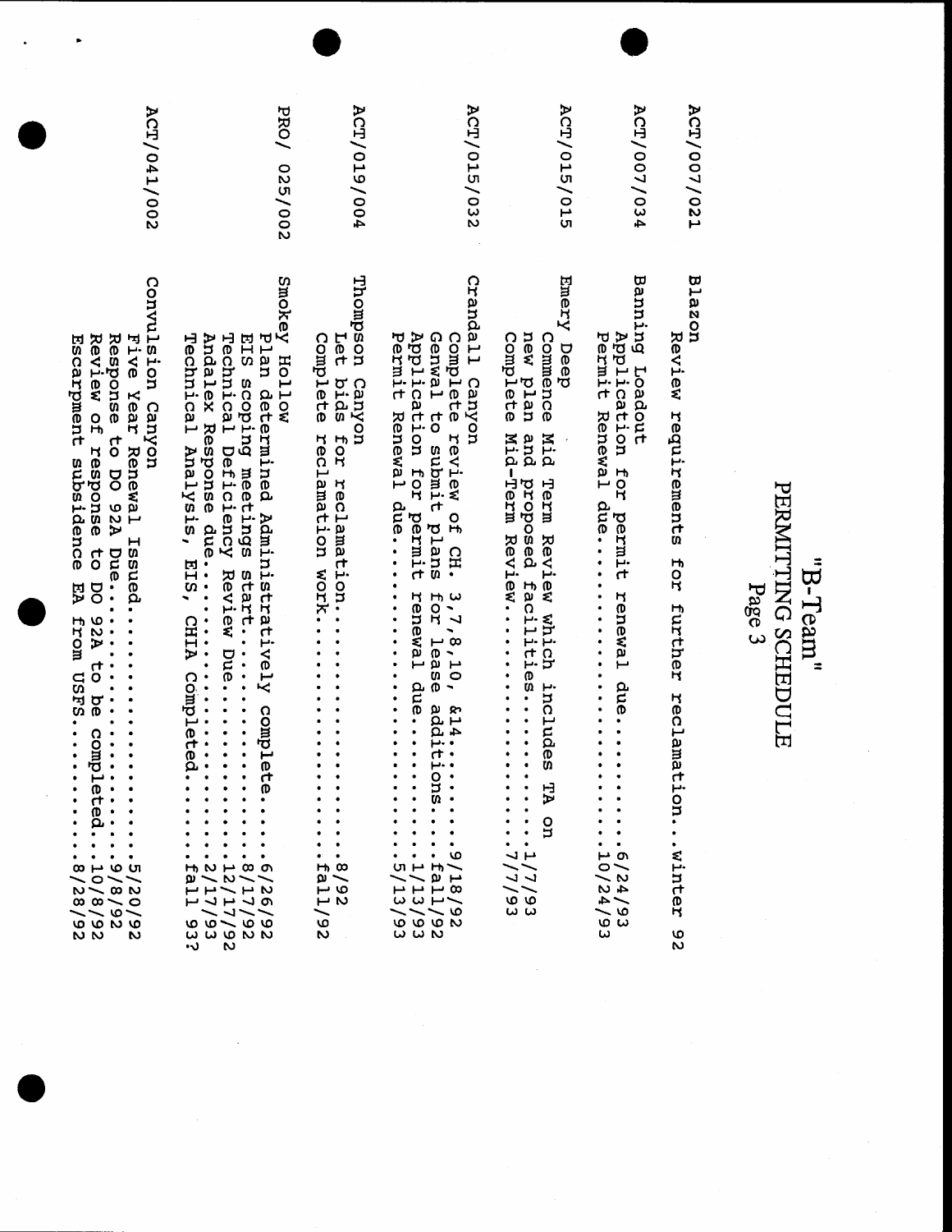# "B-Team" PERMITTING SCHEDULE

Page 3

**ACT/007/021** Blazon
- Review requirements for further reclamation...winter 92

**ACT/007/034** Banning Loadout
- Application for permit renewal due...............6/24/93
- Permit Renewal due..............................10/24/93

**ACT/015/015** Emery Deep
- Commence Mid Term Review which includes TA on new plan and proposed facilities...................1/7/93
- Complete Mid-Term Review..........................7/7/93

**ACT/015/032** Crandall Canyon
- Complete review of CH. 3,7,8,10, &14..........9/18/92
- Genwal to submit plans for lease additions....fall/92
- Application for permit renewal due..............1/13/93
- Permit Renewal due...............................5/13/93

**ACT/019/004** Thompson Canyon
- Let bids for reclamation..........................8/92
- Complete reclamation work........................fall/92

**PRO/ 025/002** Smokey Hollow
- Plan determined Administratively complete......6/26/92
- EIS scoping meetings start........................8/17/92
- Technical Deficiency Review Due.................12/17/92
- Andalex Response due..............................2/17/93
- Technical Analysis, EIS, CHIA Completed........fall 93?

**ACT/041/002** Convulsion Canyon
- Five Year Renewal Issued..........................5/20/92
- Response to DO 92A Due............................9/8/92
- Review of response to DO 92A to be completed...10/8/92
- Escarpment subsidence EA from USFS..............8/28/92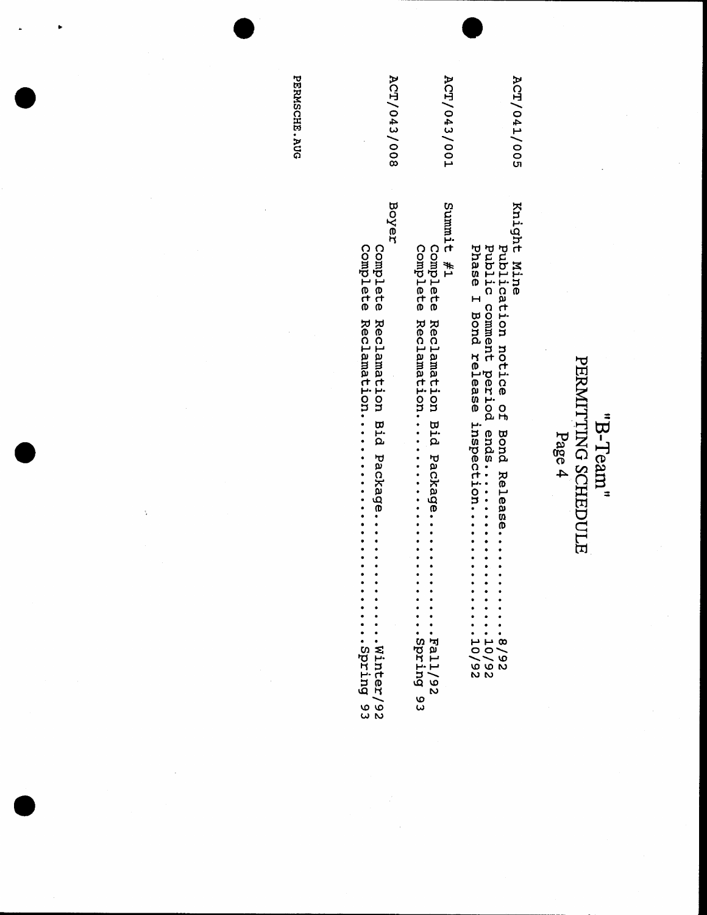# "B-Team" PERMITTING SCHEDULE

Page 4

| | | |
|---|---|---|
| ACT/041/005 | Knight Mine | |
| | Publication notice of Bond Release.............. | 8/92 |
| | Public comment period ends.................... | 10/92 |
| | Phase I Bond release inspection................ | 10/92 |
| ACT/043/001 | Summit #1 | |
| | Complete Reclamation Bid Package............... | Fall/92 |
| | Complete Reclamation........................... | Spring 93 |
| ACT/043/008 | Boyer | |
| | Complete Reclamation Bid Package............... | Winter/92 |
| | Complete Reclamation........................... | Spring 93 |

PERMSCHE.AUG